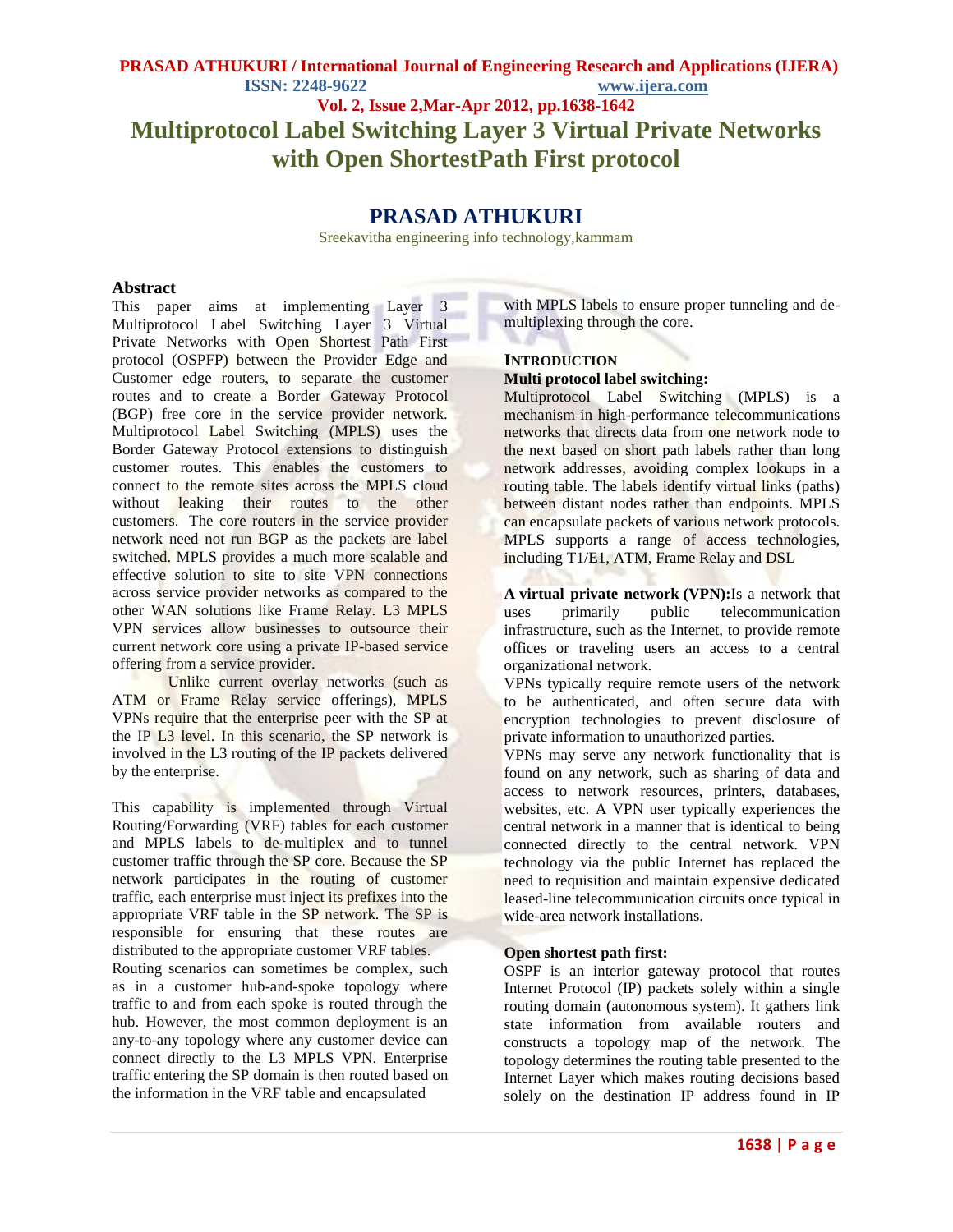# Multiprotocol Label Switching Layer 3 Virtual Private Networks with Open ShortestPath First protocol

## PRASAD ATHUKURI

Sreekavitha engineering info technology,kammam

## Abstract

This paper aims at implementing Layer 3 Multiprotocol Label Switching Layer 3 Virtual Private Networks with Open Shortest Path First protocol (OSPFP) between the Provider Edge and Customer edge routers, to separate the customer routes and to create a Border Gateway Protocol (BGP) free core in the service provider network. Multiprotocol Label Switching (MPLS) uses the Border Gateway Protocol extensions to distinguish customer routes. This enables the customers to connect to the remote sites across the MPLS cloud without leaking their routes to the other customers. The core routers in the service provider network need not run BGP as the packets are label switched. MPLS provides a much more scalable and effective solution to site to site VPN connections across service provider networks as compared to the other WAN solutions like Frame Relay. L3 MPLS VPN services allow businesses to outsource their current network core using a private IP-based service offering from a service provider.

Unlike current overlay networks (such as ATM or Frame Relay service offerings), MPLS VPNs require that the enterprise peer with the SP at the IP L3 level. In this scenario, the SP network is involved in the L3 routing of the IP packets delivered by the enterprise.

This capability is implemented through Virtual Routing/Forwarding (VRF) tables for each customer and MPLS labels to de-multiplex and to tunnel customer traffic through the SP core. Because the SP network participates in the routing of customer traffic, each enterprise must inject its prefixes into the appropriate VRF table in the SP network. The SP is responsible for ensuring that these routes are distributed to the appropriate customer VRF tables. Routing scenarios can sometimes be complex, such as in a customer hub-and-spoke topology where traffic to and from each spoke is routed through the hub. However, the most common deployment is an any-to-any topology where any customer device can connect directly to the L3 MPLS VPN. Enterprise traffic entering the SP domain is then routed based on the information in the VRF table and encapsulated with MPLS labels to ensure proper tunneling and de-multiplexing through the core.

## INTRODUCTION

**Multi protocol label switching:**

Multiprotocol Label Switching (MPLS) is a mechanism in high-performance telecommunications networks that directs data from one network node to the next based on short path labels rather than long network addresses, avoiding complex lookups in a routing table. The labels identify virtual links (paths) between distant nodes rather than endpoints. MPLS can encapsulate packets of various network protocols. MPLS supports a range of access technologies, including T1/E1, ATM, Frame Relay and DSL

**A virtual private network (VPN):**Is a network that uses primarily public telecommunication infrastructure, such as the Internet, to provide remote offices or traveling users an access to a central organizational network.

VPNs typically require remote users of the network to be authenticated, and often secure data with encryption technologies to prevent disclosure of private information to unauthorized parties.

VPNs may serve any network functionality that is found on any network, such as sharing of data and access to network resources, printers, databases, websites, etc. A VPN user typically experiences the central network in a manner that is identical to being connected directly to the central network. VPN technology via the public Internet has replaced the need to requisition and maintain expensive dedicated leased-line telecommunication circuits once typical in wide-area network installations.

**Open shortest path first:**

OSPF is an interior gateway protocol that routes Internet Protocol (IP) packets solely within a single routing domain (autonomous system). It gathers link state information from available routers and constructs a topology map of the network. The topology determines the routing table presented to the Internet Layer which makes routing decisions based solely on the destination IP address found in IP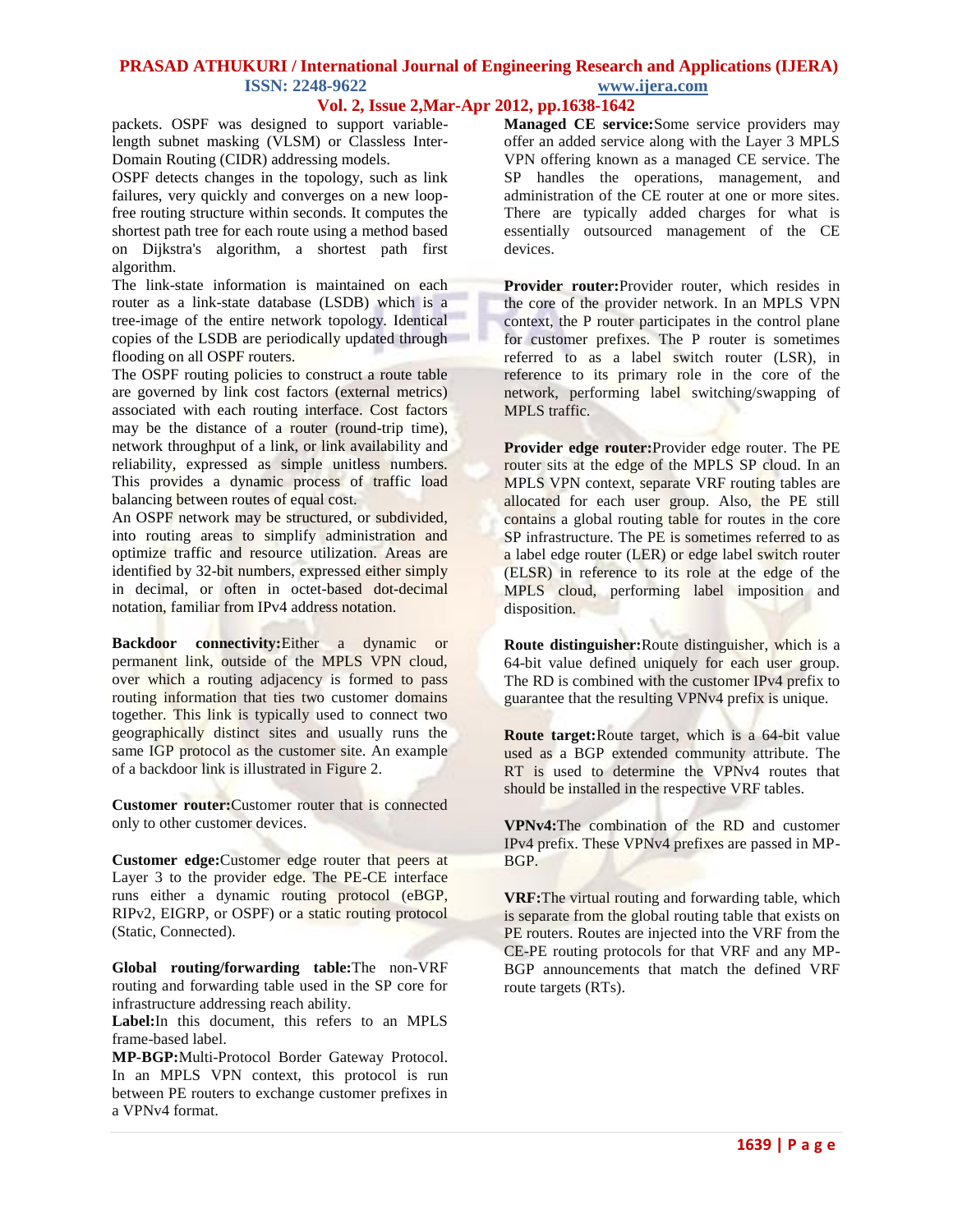packets. OSPF was designed to support variable-length subnet masking (VLSM) or Classless Inter-Domain Routing (CIDR) addressing models.

OSPF detects changes in the topology, such as link failures, very quickly and converges on a new loop-free routing structure within seconds. It computes the shortest path tree for each route using a method based on Dijkstra's algorithm, a shortest path first algorithm.

The link-state information is maintained on each router as a link-state database (LSDB) which is a tree-image of the entire network topology. Identical copies of the LSDB are periodically updated through flooding on all OSPF routers.

The OSPF routing policies to construct a route table are governed by link cost factors (external metrics) associated with each routing interface. Cost factors may be the distance of a router (round-trip time), network throughput of a link, or link availability and reliability, expressed as simple unitless numbers. This provides a dynamic process of traffic load balancing between routes of equal cost.

An OSPF network may be structured, or subdivided, into routing areas to simplify administration and optimize traffic and resource utilization. Areas are identified by 32-bit numbers, expressed either simply in decimal, or often in octet-based dot-decimal notation, familiar from IPv4 address notation.

**Backdoor connectivity:**Either a dynamic or permanent link, outside of the MPLS VPN cloud, over which a routing adjacency is formed to pass routing information that ties two customer domains together. This link is typically used to connect two geographically distinct sites and usually runs the same IGP protocol as the customer site. An example of a backdoor link is illustrated in Figure 2.

**Customer router:**Customer router that is connected only to other customer devices.

**Customer edge:**Customer edge router that peers at Layer 3 to the provider edge. The PE-CE interface runs either a dynamic routing protocol (eBGP, RIPv2, EIGRP, or OSPF) or a static routing protocol (Static, Connected).

**Global routing/forwarding table:**The non-VRF routing and forwarding table used in the SP core for infrastructure addressing reach ability.

**Label:**In this document, this refers to an MPLS frame-based label.

**MP-BGP:**Multi-Protocol Border Gateway Protocol. In an MPLS VPN context, this protocol is run between PE routers to exchange customer prefixes in a VPNv4 format.

**Managed CE service:**Some service providers may offer an added service along with the Layer 3 MPLS VPN offering known as a managed CE service. The SP handles the operations, management, and administration of the CE router at one or more sites. There are typically added charges for what is essentially outsourced management of the CE devices.

**Provider router:**Provider router, which resides in the core of the provider network. In an MPLS VPN context, the P router participates in the control plane for customer prefixes. The P router is sometimes referred to as a label switch router (LSR), in reference to its primary role in the core of the network, performing label switching/swapping of MPLS traffic.

**Provider edge router:**Provider edge router. The PE router sits at the edge of the MPLS SP cloud. In an MPLS VPN context, separate VRF routing tables are allocated for each user group. Also, the PE still contains a global routing table for routes in the core SP infrastructure. The PE is sometimes referred to as a label edge router (LER) or edge label switch router (ELSR) in reference to its role at the edge of the MPLS cloud, performing label imposition and disposition.

**Route distinguisher:**Route distinguisher, which is a 64-bit value defined uniquely for each user group. The RD is combined with the customer IPv4 prefix to guarantee that the resulting VPNv4 prefix is unique.

**Route target:**Route target, which is a 64-bit value used as a BGP extended community attribute. The RT is used to determine the VPNv4 routes that should be installed in the respective VRF tables.

**VPNv4:**The combination of the RD and customer IPv4 prefix. These VPNv4 prefixes are passed in MP-BGP.

**VRF:**The virtual routing and forwarding table, which is separate from the global routing table that exists on PE routers. Routes are injected into the VRF from the CE-PE routing protocols for that VRF and any MP-BGP announcements that match the defined VRF route targets (RTs).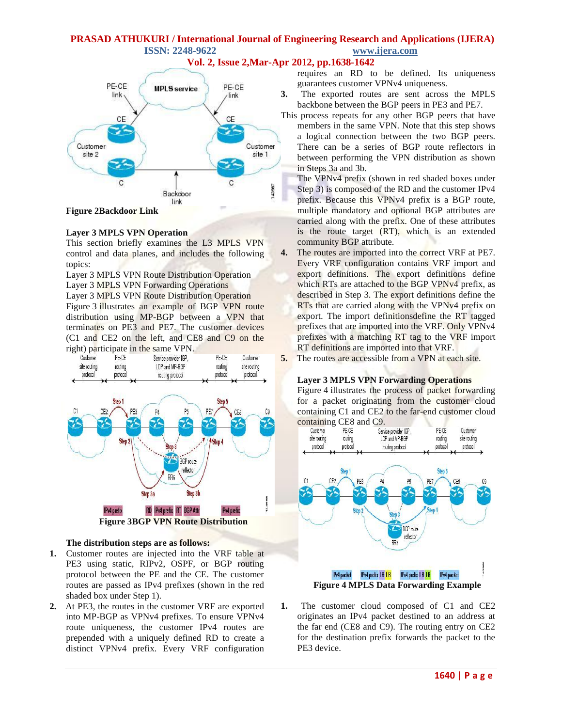Figure 2Backdoor Link

**Layer 3 MPLS VPN Operation**

This section briefly examines the L3 MPLS VPN control and data planes, and includes the following topics:

Layer 3 MPLS VPN Route Distribution Operation

Layer 3 MPLS VPN Forwarding Operations

Layer 3 MPLS VPN Route Distribution Operation

Figure 3 illustrates an example of BGP VPN route distribution using MP-BGP between a VPN that terminates on PE3 and PE7. The customer devices (C1 and CE2 on the left, and CE8 and C9 on the right) participate in the same VPN.

Figure 3BGP VPN Route Distribution

**The distribution steps are as follows:**

1. Customer routes are injected into the VRF table at PE3 using static, RIPv2, OSPF, or BGP routing protocol between the PE and the CE. The customer routes are passed as IPv4 prefixes (shown in the red shaded box under Step 1).
2. At PE3, the routes in the customer VRF are exported into MP-BGP as VPNv4 prefixes. To ensure VPNv4 route uniqueness, the customer IPv4 routes are prepended with a uniquely defined RD to create a distinct VPNv4 prefix. Every VRF configuration requires an RD to be defined. Its uniqueness guarantees customer VPNv4 uniqueness.
3. The exported routes are sent across the MPLS backbone between the BGP peers in PE3 and PE7.

This process repeats for any other BGP peers that have members in the same VPN. Note that this step shows a logical connection between the two BGP peers. There can be a series of BGP route reflectors in between performing the VPN distribution as shown in Steps 3a and 3b.

The VPNv4 prefix (shown in red shaded boxes under Step 3) is composed of the RD and the customer IPv4 prefix. Because this VPNv4 prefix is a BGP route, multiple mandatory and optional BGP attributes are carried along with the prefix. One of these attributes is the route target (RT), which is an extended community BGP attribute.

4. The routes are imported into the correct VRF at PE7. Every VRF configuration contains VRF import and export definitions. The export definitions define which RTs are attached to the BGP VPNv4 prefix, as described in Step 3. The export definitions define the RTs that are carried along with the VPNv4 prefix on export. The import definitionsdefine the RT tagged prefixes that are imported into the VRF. Only VPNv4 prefixes with a matching RT tag to the VRF import RT definitions are imported into that VRF.
5. The routes are accessible from a VPN at each site.

**Layer 3 MPLS VPN Forwarding Operations**

Figure 4 illustrates the process of packet forwarding for a packet originating from the customer cloud containing C1 and CE2 to the far-end customer cloud containing CE8 and C9.

Figure 4 MPLS Data Forwarding Example

1. The customer cloud composed of C1 and CE2 originates an IPv4 packet destined to an address at the far end (CE8 and C9). The routing entry on CE2 for the destination prefix forwards the packet to the PE3 device.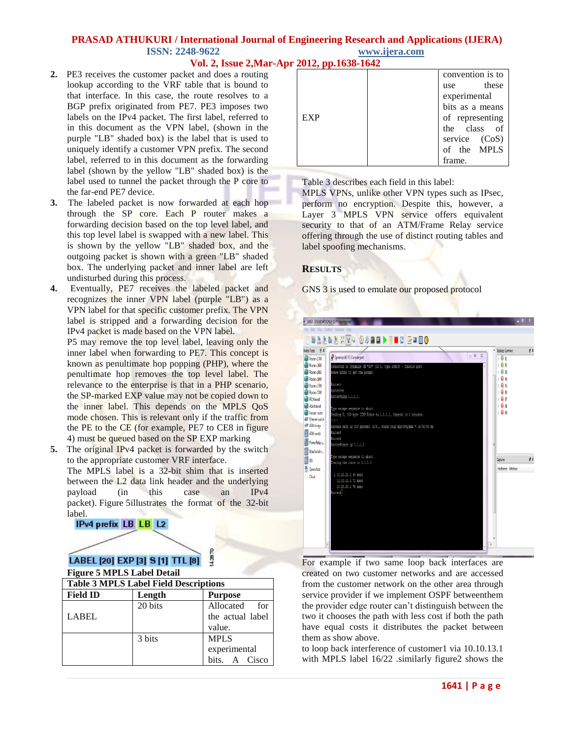2. PE3 receives the customer packet and does a routing lookup according to the VRF table that is bound to that interface. In this case, the route resolves to a BGP prefix originated from PE7. PE3 imposes two labels on the IPv4 packet. The first label, referred to in this document as the VPN label, (shown in the purple "LB" shaded box) is the label that is used to uniquely identify a customer VPN prefix. The second label, referred to in this document as the forwarding label (shown by the yellow "LB" shaded box) is the label used to tunnel the packet through the P core to the far-end PE7 device.
3. The labeled packet is now forwarded at each hop through the SP core. Each P router makes a forwarding decision based on the top level label, and this top level label is swapped with a new label. This is shown by the yellow "LB" shaded box, and the outgoing packet is shown with a green "LB" shaded box. The underlying packet and inner label are left undisturbed during this process.
4. Eventually, PE7 receives the labeled packet and recognizes the inner VPN label (purple "LB") as a VPN label for that specific customer prefix. The VPN label is stripped and a forwarding decision for the IPv4 packet is made based on the VPN label.
   P5 may remove the top level label, leaving only the inner label when forwarding to PE7. This concept is known as penultimate hop popping (PHP), where the penultimate hop removes the top level label. The relevance to the enterprise is that in a PHP scenario, the SP-marked EXP value may not be copied down to the inner label. This depends on the MPLS QoS mode chosen. This is relevant only if the traffic from the PE to the CE (for example, PE7 to CE8 in figure 4) must be queued based on the SP EXP marking
5. The original IPv4 packet is forwarded by the switch to the appropriate customer VRF interface.
   The MPLS label is a 32-bit shim that is inserted between the L2 data link header and the underlying payload (in this case an IPv4 packet). Figure 5illustrates the format of the 32-bit label.

IPv4 prefix | LB | LB | L2

LABEL [20] EXP [3] S [1] TTL [8]

Figure 5 MPLS Label Detail

**Table 3 MPLS Label Field Descriptions**

| Field ID | Length | Purpose |
|---|---|---|
| LABEL | 20 bits | Allocated for the actual label value. |
| EXP | 3 bits | MPLS experimental bits. A Cisco convention is to use these experimental bits as a means of representing the class of service (CoS) of the MPLS frame. |

Table 3 describes each field in this label:

MPLS VPNs, unlike other VPN types such as IPsec, perform no encryption. Despite this, however, a Layer 3 MPLS VPN service offers equivalent security to that of an ATM/Frame Relay service offering through the use of distinct routing tables and label spoofing mechanisms.

## RESULTS

GNS 3 is used to emulate our proposed protocol

For example if two same loop back interfaces are created on two customer networks and are accessed from the customer network on the other area through service provider if we implement OSPF betweenthem the provider edge router can't distinguish between the two it chooses the path with less cost if both the path have equal costs it distributes the packet between them as show above.

to loop back interference of customer1 via 10.10.13.1 with MPLS label 16/22 .similarly figure2 shows the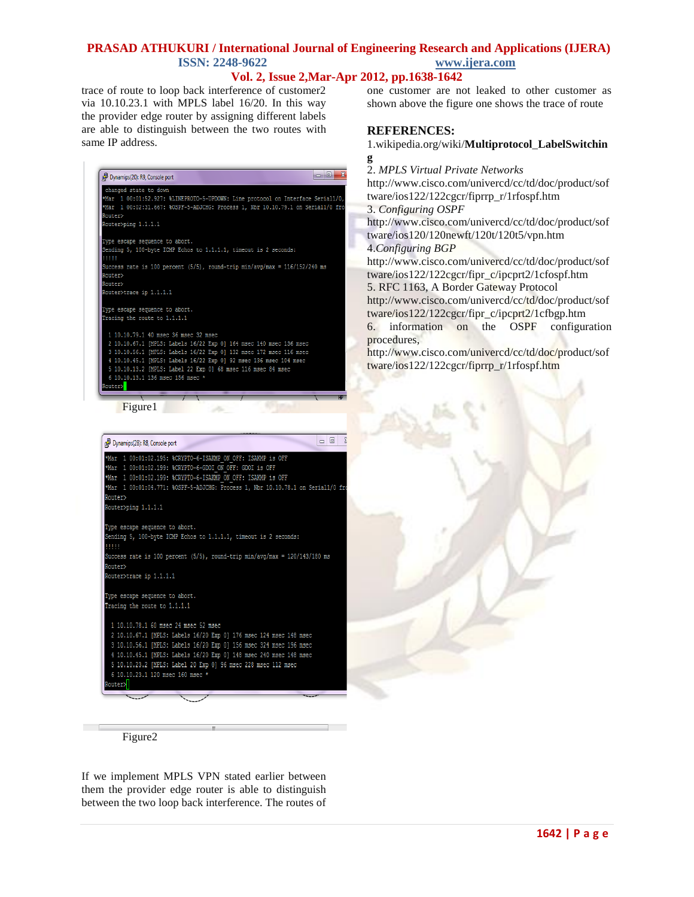trace of route to loop back interference of customer2 via 10.10.23.1 with MPLS label 16/20. In this way the provider edge router by assigning different labels are able to distinguish between the two routes with same IP address.

Figure1

Figure2

If we implement MPLS VPN stated earlier between them the provider edge router is able to distinguish between the two loop back interference. The routes of one customer are not leaked to other customer as shown above the figure one shows the trace of route

## REFERENCES:

1.wikipedia.org/wiki/**Multiprotocol_LabelSwitching**

2. *MPLS Virtual Private Networks* http://www.cisco.com/univercd/cc/td/doc/product/software/ios122/122cgcr/fiprrp_r/1rfospf.htm

3. *Configuring OSPF* http://www.cisco.com/univercd/cc/td/doc/product/software/ios120/120newft/120t/120t5/vpn.htm

4.*Configuring BGP* http://www.cisco.com/univercd/cc/td/doc/product/software/ios122/122cgcr/fipr_c/ipcprt2/1cfospf.htm

5. RFC 1163, A Border Gateway Protocol http://www.cisco.com/univercd/cc/td/doc/product/software/ios122/122cgcr/fipr_c/ipcprt2/1cfbgp.htm

6. information on the OSPF configuration procedures, http://www.cisco.com/univercd/cc/td/doc/product/software/ios122/122cgcr/fiprrp_r/1rfospf.htm